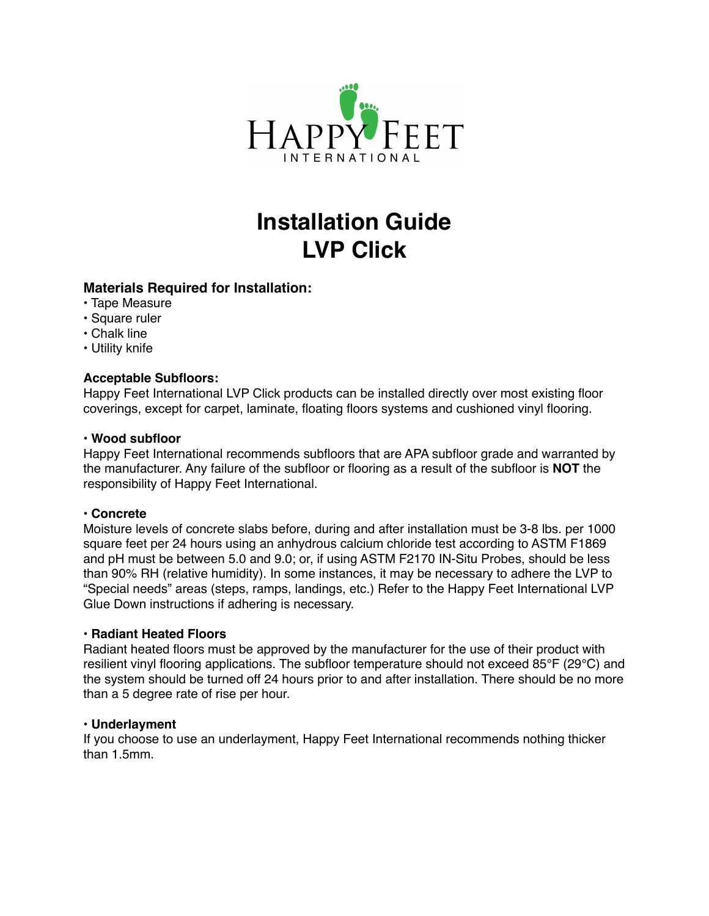HAPPY FEET INTERNATIONAL

# Installation Guide
# LVP Click

### Materials Required for Installation:

- Tape Measure
- Square ruler
- Chalk line
- Utility knife

### Acceptable Subfloors:

Happy Feet International LVP Click products can be installed directly over most existing floor coverings, except for carpet, laminate, floating floors systems and cushioned vinyl flooring.

**• Wood subfloor**

Happy Feet International recommends subfloors that are APA subfloor grade and warranted by the manufacturer. Any failure of the subfloor or flooring as a result of the subfloor is **NOT** the responsibility of Happy Feet International.

**• Concrete**

Moisture levels of concrete slabs before, during and after installation must be 3-8 lbs. per 1000 square feet per 24 hours using an anhydrous calcium chloride test according to ASTM F1869 and pH must be between 5.0 and 9.0; or, if using ASTM F2170 IN-Situ Probes, should be less than 90% RH (relative humidity). In some instances, it may be necessary to adhere the LVP to "Special needs" areas (steps, ramps, landings, etc.) Refer to the Happy Feet International LVP Glue Down instructions if adhering is necessary.

**• Radiant Heated Floors**

Radiant heated floors must be approved by the manufacturer for the use of their product with resilient vinyl flooring applications. The subfloor temperature should not exceed 85°F (29°C) and the system should be turned off 24 hours prior to and after installation. There should be no more than a 5 degree rate of rise per hour.

**• Underlayment**

If you choose to use an underlayment, Happy Feet International recommends nothing thicker than 1.5mm.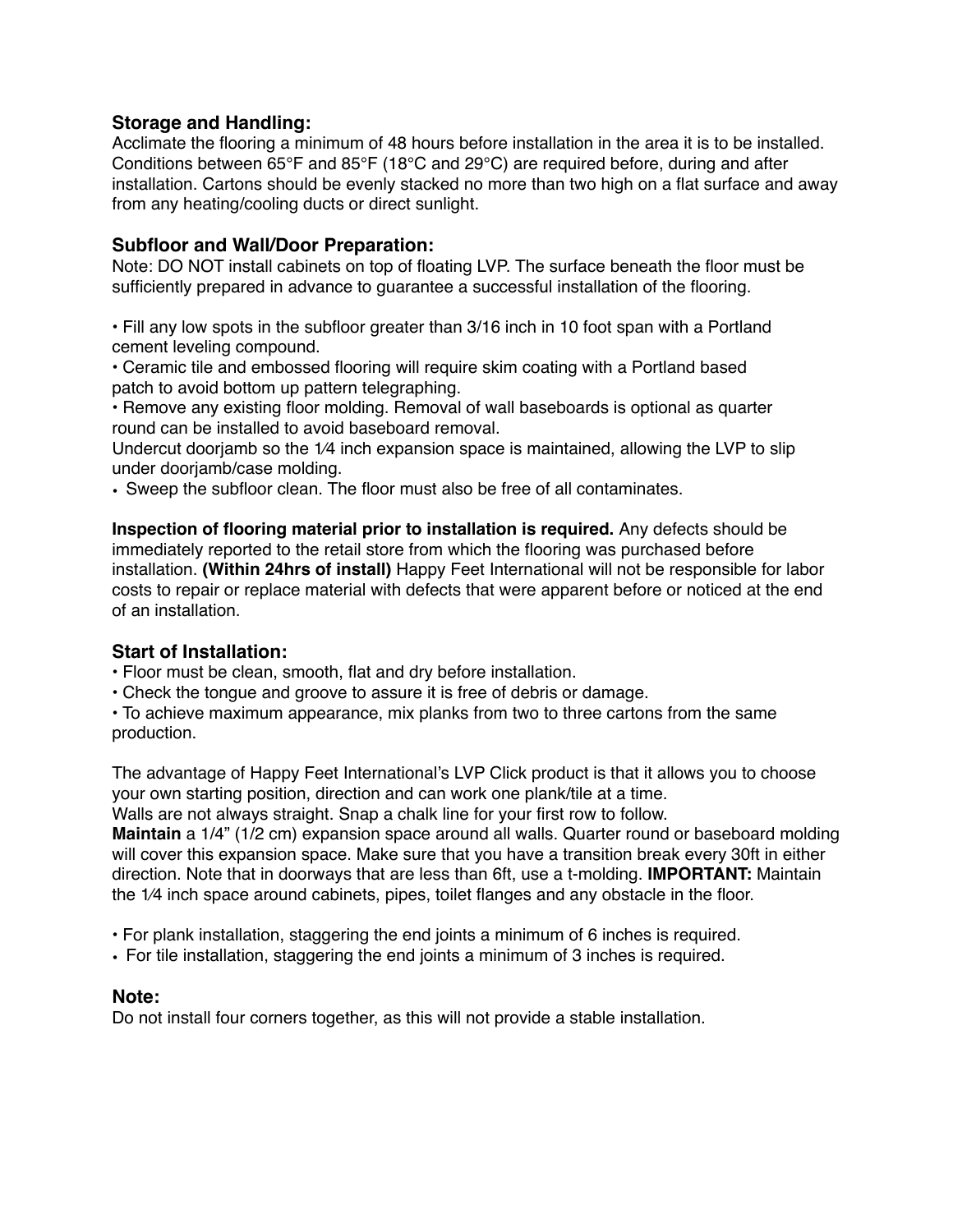### Storage and Handling:

Acclimate the flooring a minimum of 48 hours before installation in the area it is to be installed. Conditions between 65°F and 85°F (18°C and 29°C) are required before, during and after installation. Cartons should be evenly stacked no more than two high on a flat surface and away from any heating/cooling ducts or direct sunlight.

### Subfloor and Wall/Door Preparation:

Note: DO NOT install cabinets on top of floating LVP. The surface beneath the floor must be sufficiently prepared in advance to guarantee a successful installation of the flooring.

- Fill any low spots in the subfloor greater than 3/16 inch in 10 foot span with a Portland cement leveling compound.
- Ceramic tile and embossed flooring will require skim coating with a Portland based patch to avoid bottom up pattern telegraphing.
- Remove any existing floor molding. Removal of wall baseboards is optional as quarter round can be installed to avoid baseboard removal.

Undercut doorjamb so the 1⁄4 inch expansion space is maintained, allowing the LVP to slip under doorjamb/case molding.

- Sweep the subfloor clean. The floor must also be free of all contaminates.

**Inspection of flooring material prior to installation is required.** Any defects should be immediately reported to the retail store from which the flooring was purchased before installation. **(Within 24hrs of install)** Happy Feet International will not be responsible for labor costs to repair or replace material with defects that were apparent before or noticed at the end of an installation.

### Start of Installation:

- Floor must be clean, smooth, flat and dry before installation.
- Check the tongue and groove to assure it is free of debris or damage.
- To achieve maximum appearance, mix planks from two to three cartons from the same production.

The advantage of Happy Feet International's LVP Click product is that it allows you to choose your own starting position, direction and can work one plank/tile at a time.
Walls are not always straight. Snap a chalk line for your first row to follow.
**Maintain** a 1/4" (1/2 cm) expansion space around all walls. Quarter round or baseboard molding will cover this expansion space. Make sure that you have a transition break every 30ft in either direction. Note that in doorways that are less than 6ft, use a t-molding. **IMPORTANT:** Maintain the 1⁄4 inch space around cabinets, pipes, toilet flanges and any obstacle in the floor.

- For plank installation, staggering the end joints a minimum of 6 inches is required.
- For tile installation, staggering the end joints a minimum of 3 inches is required.

### Note:

Do not install four corners together, as this will not provide a stable installation.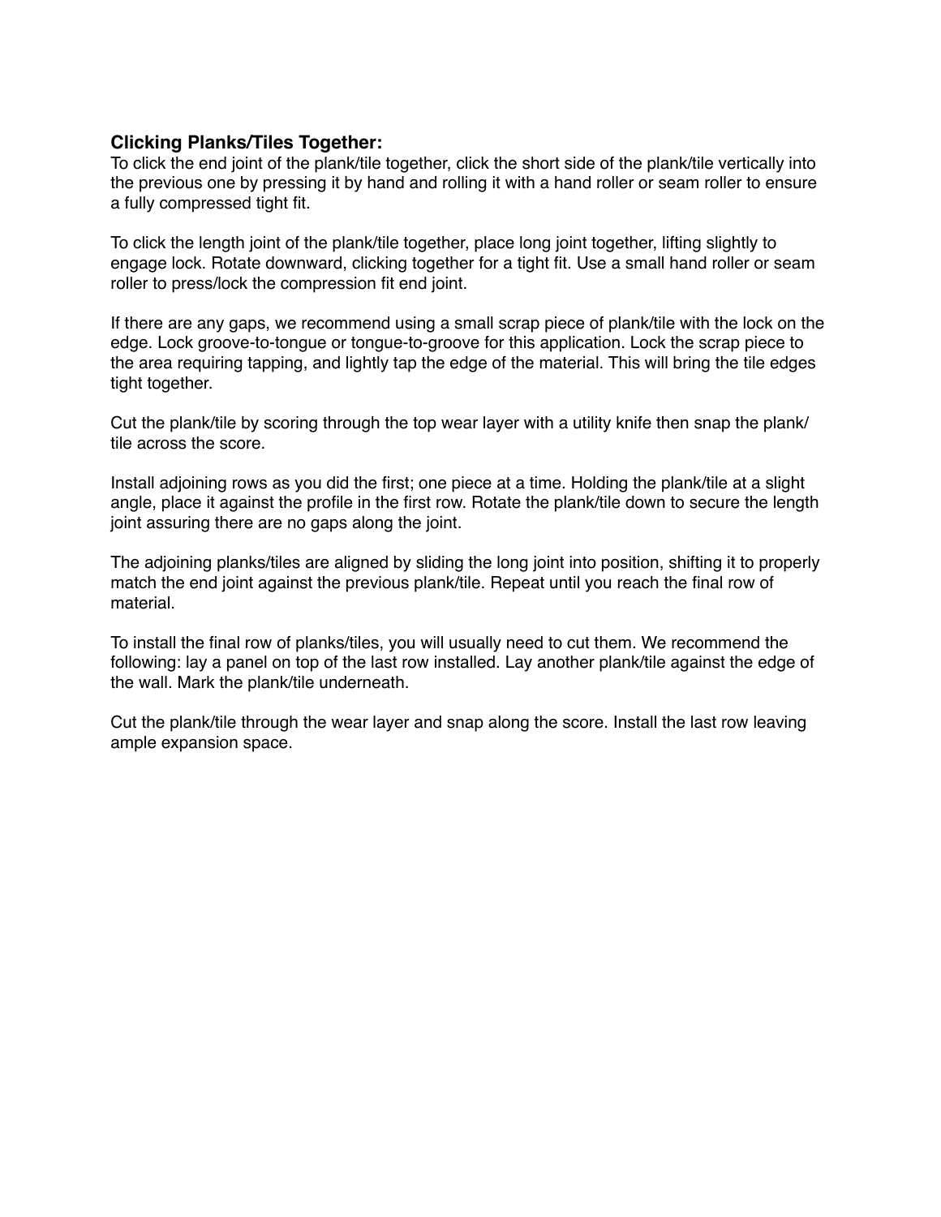**Clicking Planks/Tiles Together:**
To click the end joint of the plank/tile together, click the short side of the plank/tile vertically into the previous one by pressing it by hand and rolling it with a hand roller or seam roller to ensure a fully compressed tight fit.

To click the length joint of the plank/tile together, place long joint together, lifting slightly to engage lock. Rotate downward, clicking together for a tight fit. Use a small hand roller or seam roller to press/lock the compression fit end joint.

If there are any gaps, we recommend using a small scrap piece of plank/tile with the lock on the edge. Lock groove-to-tongue or tongue-to-groove for this application. Lock the scrap piece to the area requiring tapping, and lightly tap the edge of the material. This will bring the tile edges tight together.

Cut the plank/tile by scoring through the top wear layer with a utility knife then snap the plank/tile across the score.

Install adjoining rows as you did the first; one piece at a time. Holding the plank/tile at a slight angle, place it against the profile in the first row. Rotate the plank/tile down to secure the length joint assuring there are no gaps along the joint.

The adjoining planks/tiles are aligned by sliding the long joint into position, shifting it to properly match the end joint against the previous plank/tile. Repeat until you reach the final row of material.

To install the final row of planks/tiles, you will usually need to cut them. We recommend the following: lay a panel on top of the last row installed. Lay another plank/tile against the edge of the wall. Mark the plank/tile underneath.

Cut the plank/tile through the wear layer and snap along the score. Install the last row leaving ample expansion space.